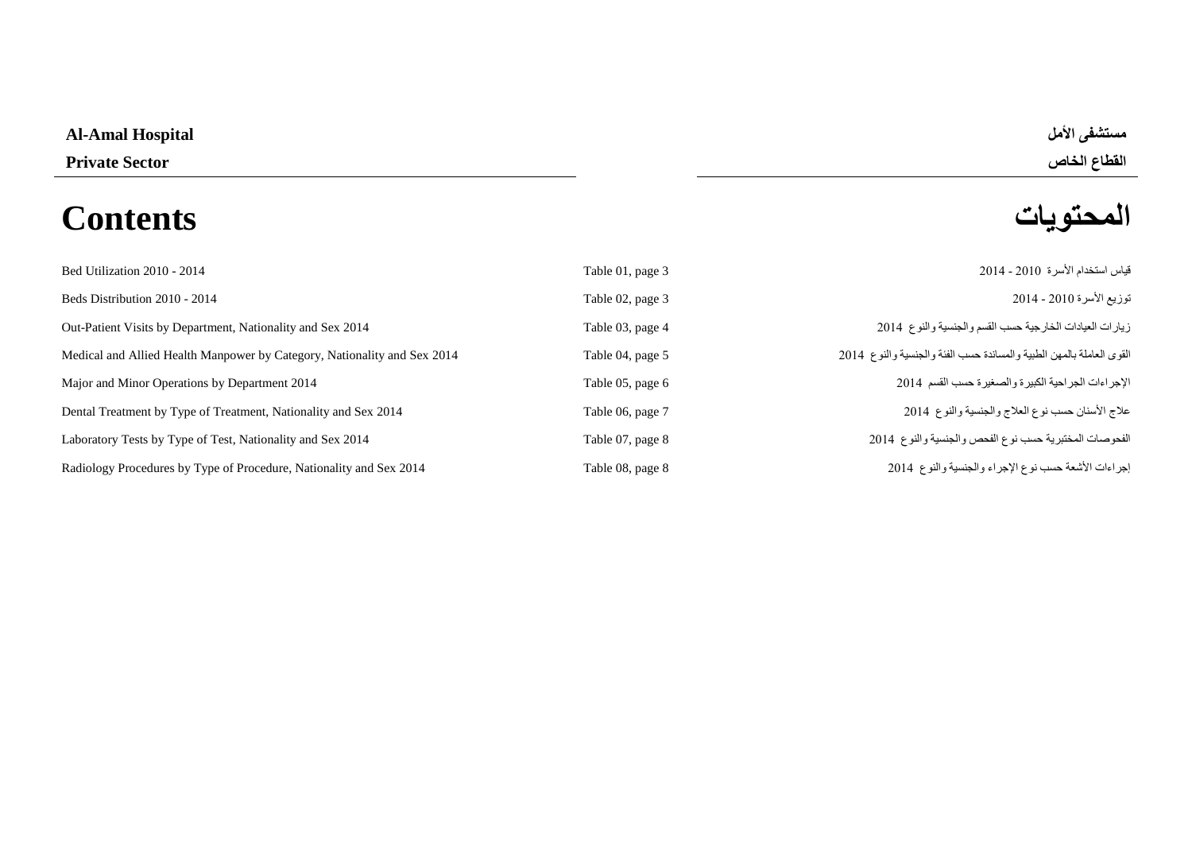**Al-Amal Hospital** | **مستشفى الأمل**

**Private Sector** | **القطاع الخاص**

# Contents | المحتويات

| | | |
|---|---|---|
| Bed Utilization 2010 - 2014 | Table 01, page 3 | قياس استخدام الأسرة 2010 - 2014 |
| Beds Distribution 2010 - 2014 | Table 02, page 3 | توزيع الأسرة 2010 - 2014 |
| Out-Patient Visits by Department, Nationality and Sex 2014 | Table 03, page 4 | زيارات العيادات الخارجية حسب القسم والجنسية والنوع 2014 |
| Medical and Allied Health Manpower by Category, Nationality and Sex 2014 | Table 04, page 5 | القوى العاملة بالمهن الطبية والمساندة حسب الفئة والجنسية والنوع 2014 |
| Major and Minor Operations by Department 2014 | Table 05, page 6 | الإجراءات الجراحية الكبيرة والصغيرة حسب القسم 2014 |
| Dental Treatment by Type of Treatment, Nationality and Sex 2014 | Table 06, page 7 | علاج الأسنان حسب نوع العلاج والجنسية والنوع 2014 |
| Laboratory Tests by Type of Test, Nationality and Sex 2014 | Table 07, page 8 | الفحوصات المختبرية حسب نوع الفحص والجنسية والنوع 2014 |
| Radiology Procedures by Type of Procedure, Nationality and Sex 2014 | Table 08, page 8 | إجراءات الأشعة حسب نوع الإجراء والجنسية والنوع 2014 |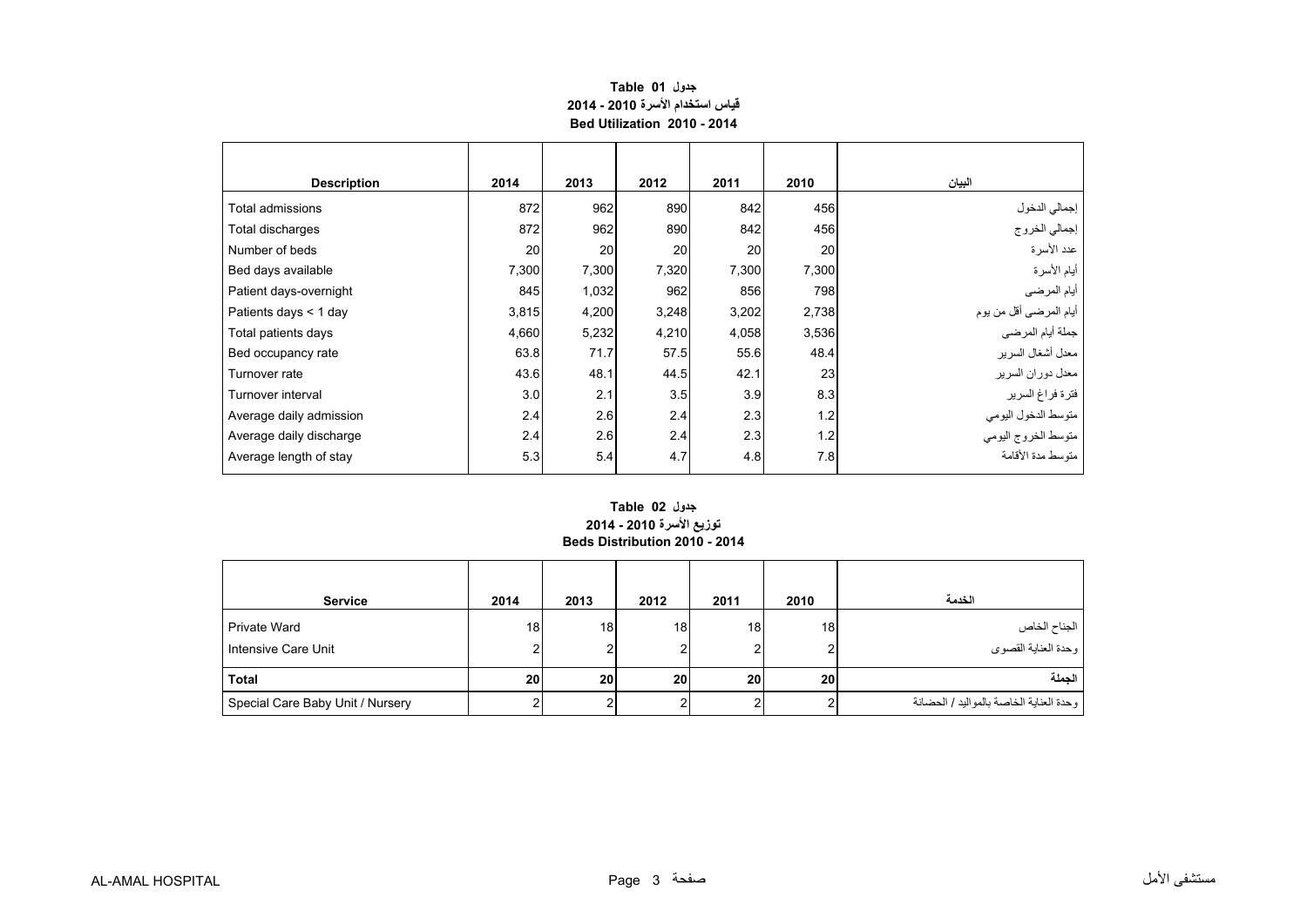## جدول Table 01
## قياس استخدام الأسرة 2010 - 2014
## Bed Utilization 2010 - 2014

| Description | 2014 | 2013 | 2012 | 2011 | 2010 | البيان |
|---|---|---|---|---|---|---|
| Total admissions | 872 | 962 | 890 | 842 | 456 | إجمالي الدخول |
| Total discharges | 872 | 962 | 890 | 842 | 456 | إجمالي الخروج |
| Number of beds | 20 | 20 | 20 | 20 | 20 | عدد الأسرة |
| Bed days available | 7,300 | 7,300 | 7,320 | 7,300 | 7,300 | أيام الأسرة |
| Patient days-overnight | 845 | 1,032 | 962 | 856 | 798 | أيام المرضى |
| Patients days < 1 day | 3,815 | 4,200 | 3,248 | 3,202 | 2,738 | أيام المرضى أقل من يوم |
| Total patients days | 4,660 | 5,232 | 4,210 | 4,058 | 3,536 | جملة أيام المرضى |
| Bed occupancy rate | 63.8 | 71.7 | 57.5 | 55.6 | 48.4 | معدل أشغال السرير |
| Turnover rate | 43.6 | 48.1 | 44.5 | 42.1 | 23 | معدل دوران السرير |
| Turnover interval | 3.0 | 2.1 | 3.5 | 3.9 | 8.3 | فترة فراغ السرير |
| Average daily admission | 2.4 | 2.6 | 2.4 | 2.3 | 1.2 | متوسط الدخول اليومي |
| Average daily discharge | 2.4 | 2.6 | 2.4 | 2.3 | 1.2 | متوسط الخروج اليومي |
| Average length of stay | 5.3 | 5.4 | 4.7 | 4.8 | 7.8 | متوسط مدة الأقامة |

## جدول Table 02
## توزيع الأسرة 2010 - 2014
## Beds Distribution 2010 - 2014

| Service | 2014 | 2013 | 2012 | 2011 | 2010 | الخدمة |
|---|---|---|---|---|---|---|
| Private Ward | 18 | 18 | 18 | 18 | 18 | الجناح الخاص |
| Intensive Care Unit | 2 | 2 | 2 | 2 | 2 | وحدة العناية القصوى |
| **Total** | **20** | **20** | **20** | **20** | **20** | **الجملة** |
| Special Care Baby Unit / Nursery | 2 | 2 | 2 | 2 | 2 | وحدة العناية الخاصة بالمواليد / الحضانة |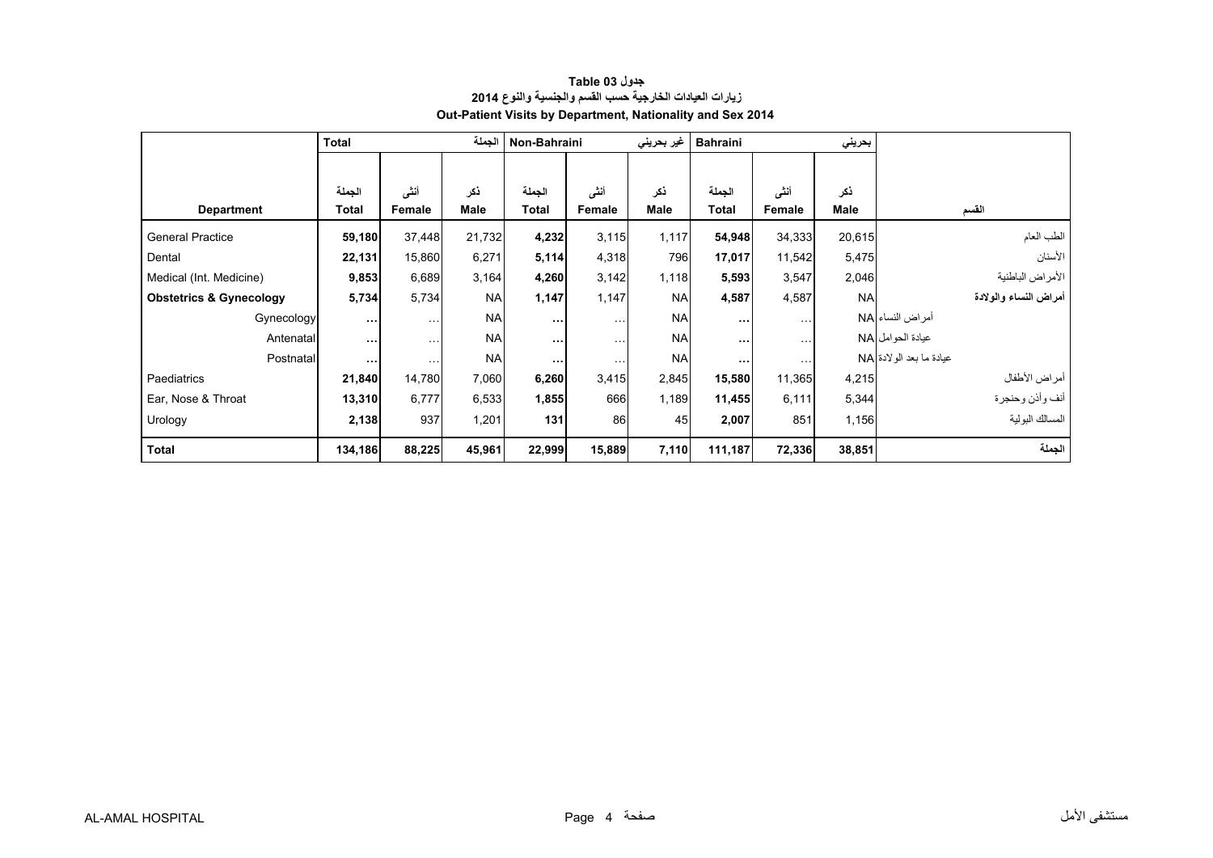**جدول 03 Table**

**زيارات العيادات الخارجية حسب القسم والجنسية والنوع 2014**

**Out-Patient Visits by Department, Nationality and Sex 2014**

| | Total | | الجملة | Non-Bahraini | | غير بحريني | Bahraini | | بحريني | |
|---|---|---|---|---|---|---|---|---|---|---|
| **Department** | الجملة **Total** | أنثى **Female** | ذكر **Male** | الجملة **Total** | أنثى **Female** | ذكر **Male** | الجملة **Total** | أنثى **Female** | ذكر **Male** | **القسم** |
| General Practice | **59,180** | 37,448 | 21,732 | **4,232** | 3,115 | 1,117 | **54,948** | 34,333 | 20,615 | الطب العام |
| Dental | **22,131** | 15,860 | 6,271 | **5,114** | 4,318 | 796 | **17,017** | 11,542 | 5,475 | الأسنان |
| Medical (Int. Medicine) | **9,853** | 6,689 | 3,164 | **4,260** | 3,142 | 1,118 | **5,593** | 3,547 | 2,046 | الأمراض الباطنية |
| **Obstetrics & Gynecology** | **5,734** | 5,734 | NA | **1,147** | 1,147 | NA | **4,587** | 4,587 | NA | **أمراض النساء والولادة** |
| Gynecology | **...** | ... | NA | **...** | ... | NA | **...** | ... | NA | أمراض النساء |
| Antenatal | **...** | ... | NA | **...** | ... | NA | **...** | ... | NA | عيادة الحوامل |
| Postnatal | **...** | ... | NA | **...** | ... | NA | **...** | ... | NA | عيادة ما بعد الولادة |
| Paediatrics | **21,840** | 14,780 | 7,060 | **6,260** | 3,415 | 2,845 | **15,580** | 11,365 | 4,215 | أمراض الأطفال |
| Ear, Nose & Throat | **13,310** | 6,777 | 6,533 | **1,855** | 666 | 1,189 | **11,455** | 6,111 | 5,344 | أنف وأذن وحنجرة |
| Urology | **2,138** | 937 | 1,201 | **131** | 86 | 45 | **2,007** | 851 | 1,156 | المسالك البولية |
| **Total** | **134,186** | **88,225** | **45,961** | **22,999** | **15,889** | **7,110** | **111,187** | **72,336** | **38,851** | **الجملة** |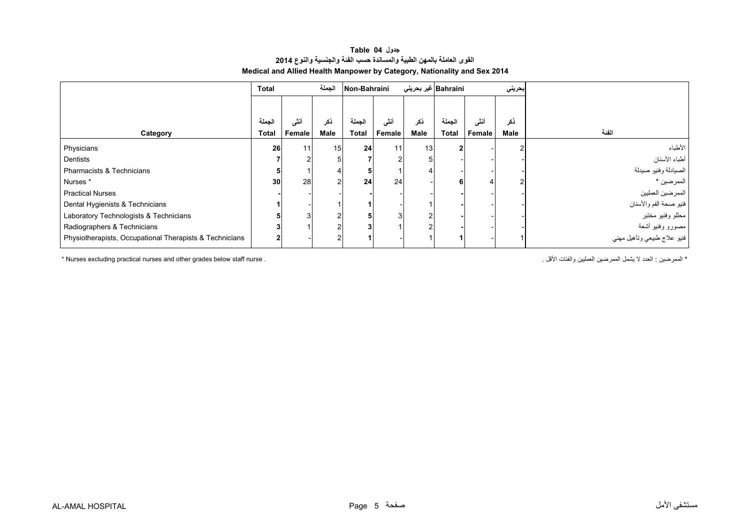**Table 04 جدول**

**القوى العاملة بالمهن الطبية والمساندة حسب الفئة والجنسية والنوع 2014**

**Medical and Allied Health Manpower by Category, Nationality and Sex 2014**

| | Total | | الجملة | Non-Bahraini | | غير بحريني | Bahraini | | بحريني | |
|---|---|---|---|---|---|---|---|---|---|---|
| Category | الجملة Total | أنثى Female | ذكر Male | الجملة Total | أنثى Female | ذكر Male | الجملة Total | أنثى Female | ذكر Male | الفئة |
| Physicians | **26** | 11 | 15 | **24** | 11 | 13 | **2** | - | 2 | الأطباء |
| Dentists | **7** | 2 | 5 | **7** | 2 | 5 | - | - | - | أطباء الأسنان |
| Pharmacists & Technicians | **5** | 1 | 4 | **5** | 1 | 4 | - | - | - | الصيادلة وفنيو صيدلة |
| Nurses * | **30** | 28 | 2 | **24** | 24 | - | **6** | 4 | 2 | الممرضين * |
| Practical Nurses | **-** | - | - | **-** | - | - | **-** | - | - | الممرضين العمليين |
| Dental Hygienists & Technicians | **1** | - | 1 | **1** | - | 1 | **-** | - | - | فنيو صحة الفم والأسنان |
| Laboratory Technologists & Technicians | **5** | 3 | 2 | **5** | 3 | 2 | **-** | - | - | محللو وفنيو مختبر |
| Radiographers & Technicians | **3** | 1 | 2 | **3** | 1 | 2 | **-** | - | - | مصورو وفنيو أشعة |
| Physiotherapists, Occupational Therapists & Technicians | **2** | - | 2 | **1** | - | 1 | **1** | - | 1 | فنيو علاج طبيعي وتأهيل مهني |

\* Nurses excluding practical nurses and other grades below staff nurse .

\* الممرضين : العدد لا يشمل الممرضين العمليين والفئات الأقل .

AL-AMAL HOSPITAL مستشفى الأمل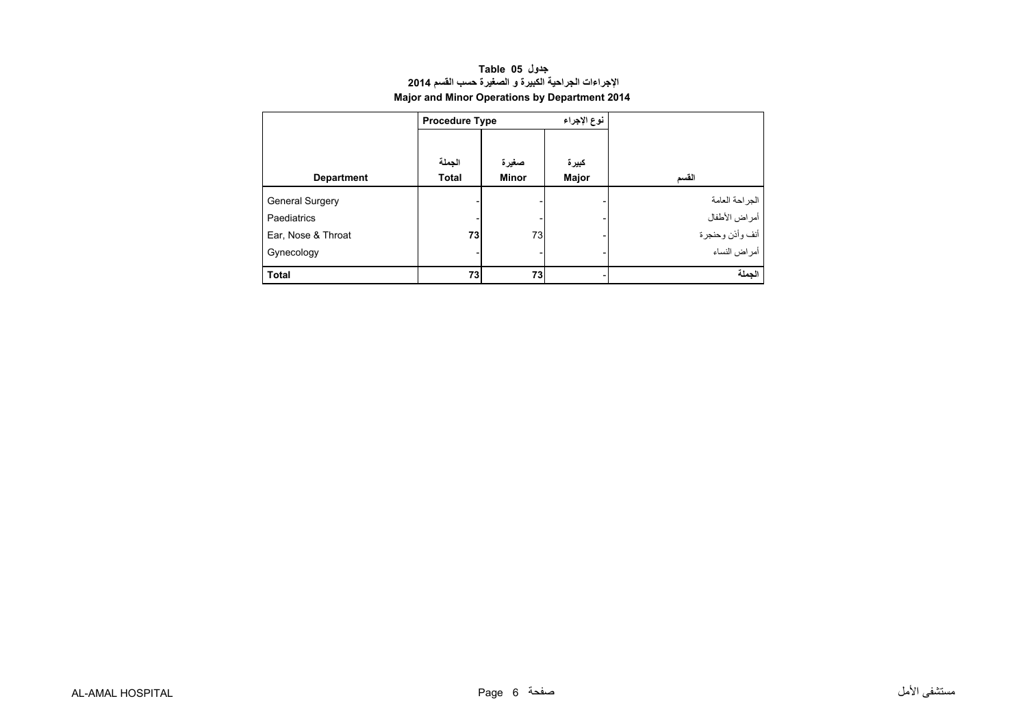**جدول Table 05**

**الاجراءات الجراحية الكبيرة و الصغيرة حسب القسم 2014**

**Major and Minor Operations by Department 2014**

| | Procedure Type | | نوع الإجراء | |
|---|---|---|---|---|
| **Department** | **الجملة Total** | **صغيرة Minor** | **كبيرة Major** | **القسم** |
| General Surgery | - | - | - | الجراحة العامة |
| Paediatrics | - | - | - | أمراض الأطفال |
| Ear, Nose & Throat | **73** | 73 | - | أنف وأذن وحنجرة |
| Gynecology | - | - | - | أمراض النساء |
| **Total** | **73** | **73** | - | **الجملة** |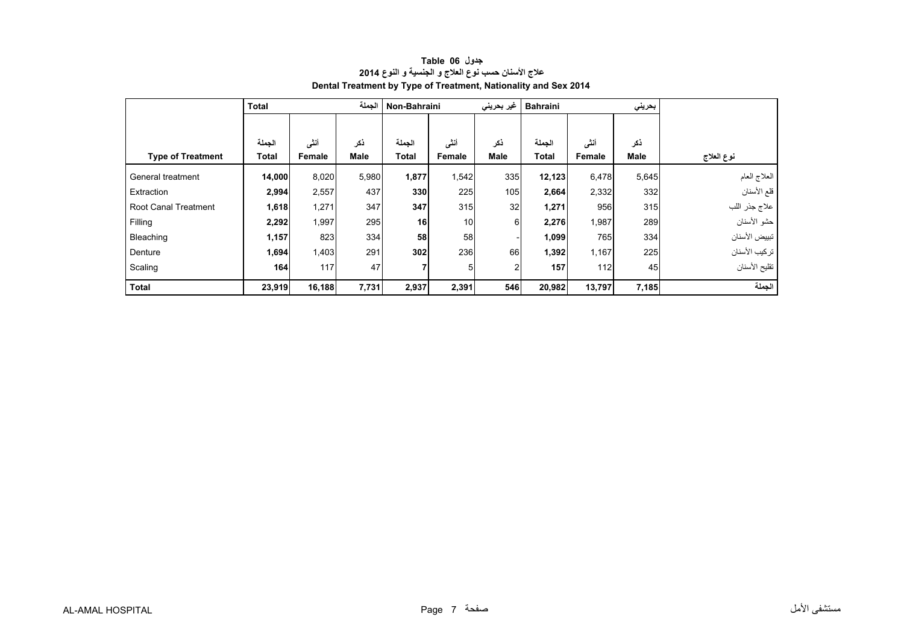**جدول Table 06**

**علاج الأسنان حسب نوع العلاج و الجنسية و النوع 2014**

**Dental Treatment by Type of Treatment, Nationality and Sex 2014**

| | Total | | الجملة | Non-Bahraini | | غير بحريني | Bahraini | | بحريني | |
|---|---|---|---|---|---|---|---|---|---|---|
| **Type of Treatment** | الجملة **Total** | أنثى **Female** | ذكر **Male** | الجملة **Total** | أنثى **Female** | ذكر **Male** | الجملة **Total** | أنثى **Female** | ذكر **Male** | **نوع العلاج** |
| General treatment | **14,000** | 8,020 | 5,980 | **1,877** | 1,542 | 335 | **12,123** | 6,478 | 5,645 | العلاج العام |
| Extraction | **2,994** | 2,557 | 437 | **330** | 225 | 105 | **2,664** | 2,332 | 332 | قلع الأسنان |
| Root Canal Treatment | **1,618** | 1,271 | 347 | **347** | 315 | 32 | **1,271** | 956 | 315 | علاج جذر اللب |
| Filling | **2,292** | 1,997 | 295 | **16** | 10 | 6 | **2,276** | 1,987 | 289 | حشو الأسنان |
| Bleaching | **1,157** | 823 | 334 | **58** | 58 | - | **1,099** | 765 | 334 | تبييض الأسنان |
| Denture | **1,694** | 1,403 | 291 | **302** | 236 | 66 | **1,392** | 1,167 | 225 | تركيب الأسنان |
| Scaling | **164** | 117 | 47 | **7** | 5 | 2 | **157** | 112 | 45 | تقليح الأسنان |
| **Total** | **23,919** | **16,188** | **7,731** | **2,937** | **2,391** | **546** | **20,982** | **13,797** | **7,185** | **الجملة** |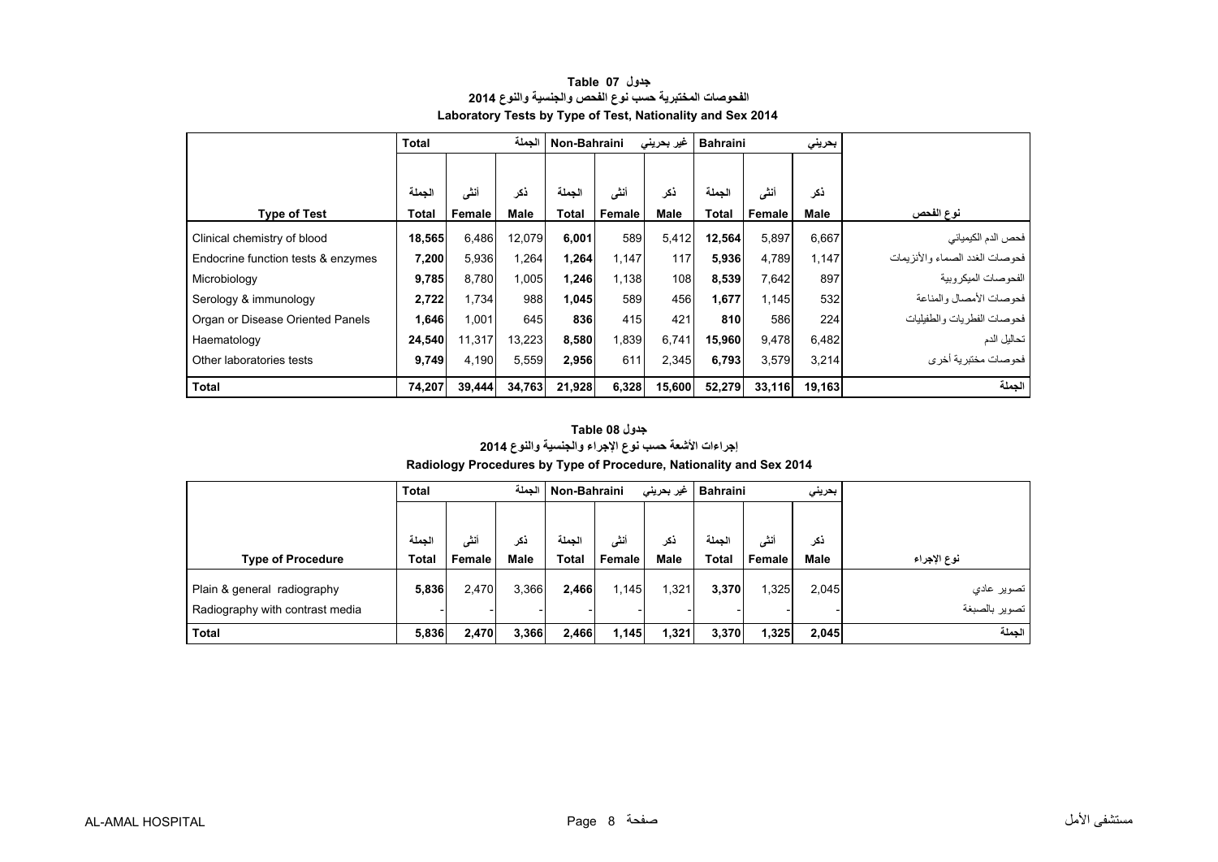**جدول Table 07**

**الفحوصات المختبرية حسب نوع الفحص والجنسية والنوع 2014**

**Laboratory Tests by Type of Test, Nationality and Sex 2014**

| | Total | | الجملة | Non-Bahraini | | غير بحريني | Bahraini | | بحريني | |
|---|---|---|---|---|---|---|---|---|---|---|
| **Type of Test** | الجملة Total | أنثى Female | ذكر Male | الجملة Total | أنثى Female | ذكر Male | الجملة Total | أنثى Female | ذكر Male | **نوع الفحص** |
| Clinical chemistry of blood | **18,565** | 6,486 | 12,079 | **6,001** | 589 | 5,412 | **12,564** | 5,897 | 6,667 | فحص الدم الكيميائي |
| Endocrine function tests & enzymes | **7,200** | 5,936 | 1,264 | **1,264** | 1,147 | 117 | **5,936** | 4,789 | 1,147 | فحوصات الغدد الصماء والأنزيمات |
| Microbiology | **9,785** | 8,780 | 1,005 | **1,246** | 1,138 | 108 | **8,539** | 7,642 | 897 | الفحوصات الميكروبية |
| Serology & immunology | **2,722** | 1,734 | 988 | **1,045** | 589 | 456 | **1,677** | 1,145 | 532 | فحوصات الأمصال والمناعة |
| Organ or Disease Oriented Panels | **1,646** | 1,001 | 645 | **836** | 415 | 421 | **810** | 586 | 224 | فحوصات الفطريات والطفيليات |
| Haematology | **24,540** | 11,317 | 13,223 | **8,580** | 1,839 | 6,741 | **15,960** | 9,478 | 6,482 | تحاليل الدم |
| Other laboratories tests | **9,749** | 4,190 | 5,559 | **2,956** | 611 | 2,345 | **6,793** | 3,579 | 3,214 | فحوصات مختبرية أخرى |
| **Total** | **74,207** | **39,444** | **34,763** | **21,928** | **6,328** | **15,600** | **52,279** | **33,116** | **19,163** | **الجملة** |

**جدول Table 08**

**إجراءات الأشعة حسب نوع الإجراء والجنسية والنوع 2014**

**Radiology Procedures by Type of Procedure, Nationality and Sex 2014**

| | Total | | الجملة | Non-Bahraini | | غير بحريني | Bahraini | | بحريني | |
|---|---|---|---|---|---|---|---|---|---|---|
| **Type of Procedure** | الجملة Total | أنثى Female | ذكر Male | الجملة Total | أنثى Female | ذكر Male | الجملة Total | أنثى Female | ذكر Male | **نوع الإجراء** |
| Plain & general radiography | **5,836** | 2,470 | 3,366 | **2,466** | 1,145 | 1,321 | **3,370** | 1,325 | 2,045 | تصوير عادي |
| Radiography with contrast media | - | - | - | - | - | - | - | - | - | تصوير بالصبغة |
| **Total** | **5,836** | **2,470** | **3,366** | **2,466** | **1,145** | **1,321** | **3,370** | **1,325** | **2,045** | **الجملة** |